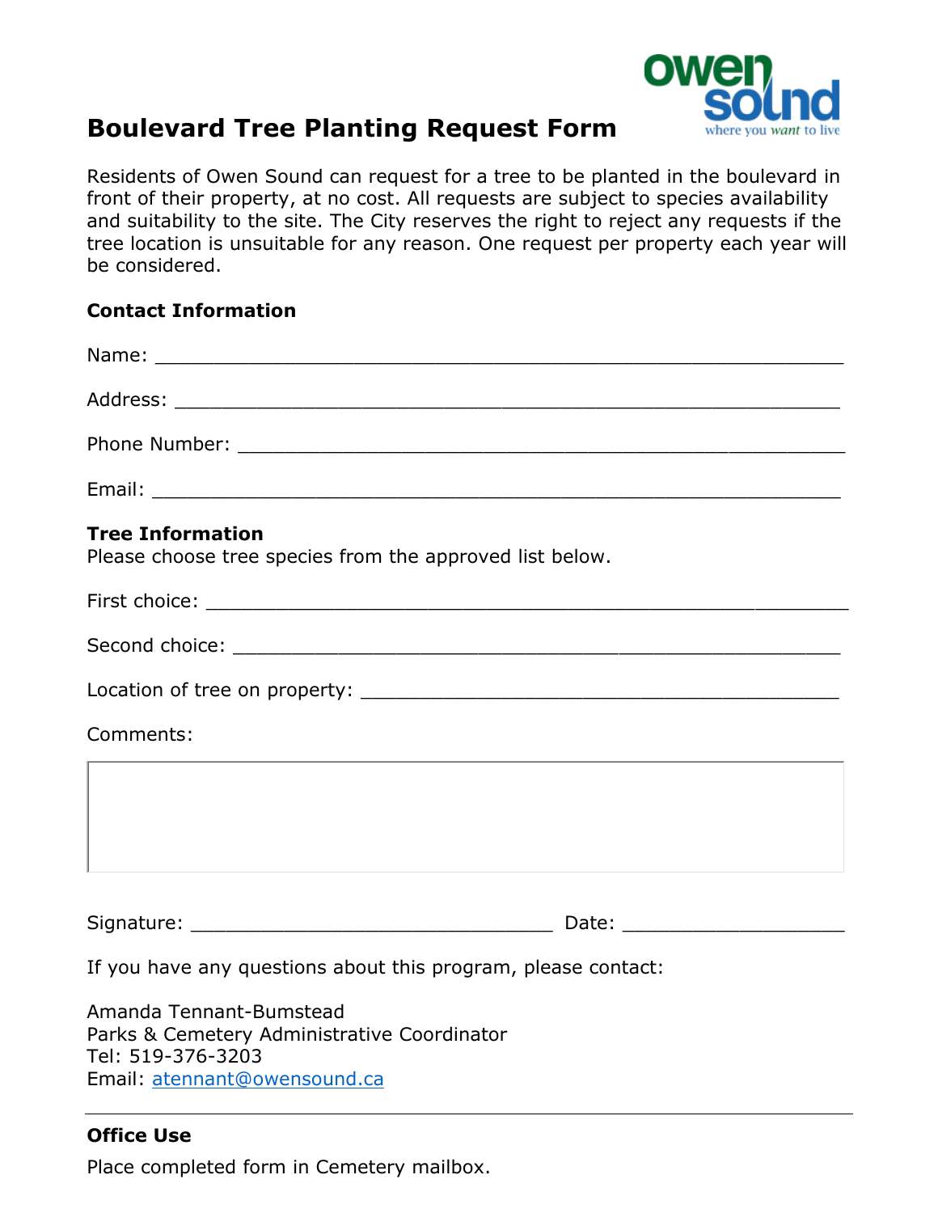# Boulevard Tree Planting Request Form

owen sound
where you *want* to live

Residents of Owen Sound can request for a tree to be planted in the boulevard in front of their property, at no cost. All requests are subject to species availability and suitability to the site. The City reserves the right to reject any requests if the tree location is unsuitable for any reason. One request per property each year will be considered.

## Contact Information

Name: ___________________________________________________________

Address: _________________________________________________________

Phone Number: ____________________________________________________

Email: ____________________________________________________________

## Tree Information

Please choose tree species from the approved list below.

First choice: ______________________________________________________

Second choice: ____________________________________________________

Location of tree on property: ________________________________________

Comments:

Signature: ________________________________ Date: ____________________

If you have any questions about this program, please contact:

Amanda Tennant-Bumstead
Parks & Cemetery Administrative Coordinator
Tel: 519-376-3203
Email: atennant@owensound.ca

---

## Office Use

Place completed form in Cemetery mailbox.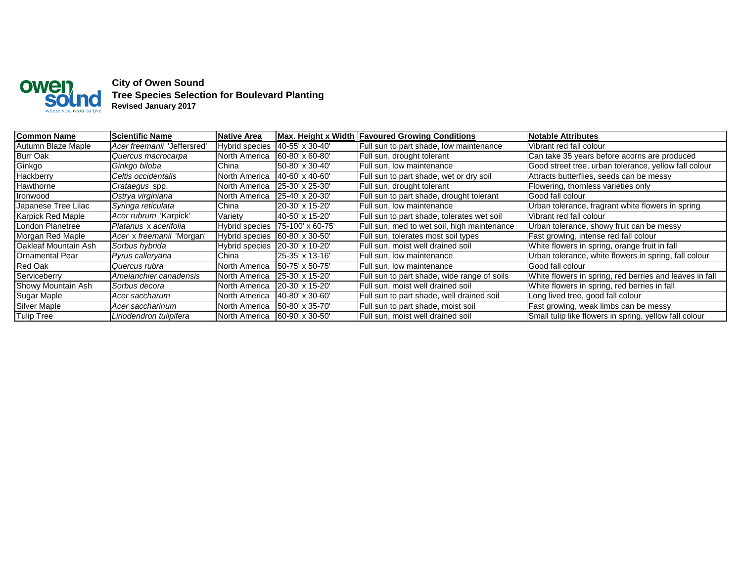**City of Owen Sound**
**Tree Species Selection for Boulevard Planting**
**Revised January 2017**

| Common Name | Scientific Name | Native Area | Max. Height x Width | Favoured Growing Conditions | Notable Attributes |
|---|---|---|---|---|---|
| Autumn Blaze Maple | *Acer freemanii* 'Jeffersred' | Hybrid species | 40-55' x 30-40' | Full sun to part shade, low maintenance | Vibrant red fall colour |
| Burr Oak | *Quercus macrocarpa* | North America | 60-80' x 60-80' | Full sun, drought tolerant | Can take 35 years before acorns are produced |
| Ginkgo | *Ginkgo biloba* | China | 50-80' x 30-40' | Full sun, low maintenance | Good street tree, urban tolerance, yellow fall colour |
| Hackberry | *Celtis occidentalis* | North America | 40-60' x 40-60' | Full sun to part shade, wet or dry soil | Attracts butterflies, seeds can be messy |
| Hawthorne | *Crataegus* spp. | North America | 25-30' x 25-30' | Full sun, drought tolerant | Flowering, thornless varieties only |
| Ironwood | *Ostrya virginiana* | North America | 25-40' x 20-30' | Full sun to part shade, drought tolerant | Good fall colour |
| Japanese Tree Lilac | *Syringa reticulata* | China | 20-30' x 15-20' | Full sun, low maintenance | Urban tolerance, fragrant white flowers in spring |
| Karpick Red Maple | *Acer rubrum* 'Karpick' | Variety | 40-50' x 15-20' | Full sun to part shade, tolerates wet soil | Vibrant red fall colour |
| London Planetree | *Platanus* x *acerifolia* | Hybrid species | 75-100' x 60-75' | Full sun, med to wet soil, high maintenance | Urban tolerance, showy fruit can be messy |
| Morgan Red Maple | *Acer* x *freemanii* 'Morgan' | Hybrid species | 60-80' x 30-50' | Full sun, tolerates most soil types | Fast growing, intense red fall colour |
| Oakleaf Mountain Ash | *Sorbus hybrida* | Hybrid species | 20-30' x 10-20' | Full sun, moist well drained soil | White flowers in spring, orange fruit in fall |
| Ornamental Pear | *Pyrus calleryana* | China | 25-35' x 13-16' | Full sun, low maintenance | Urban tolerance, white flowers in spring, fall colour |
| Red Oak | *Quercus rubra* | North America | 50-75' x 50-75' | Full sun, low maintenance | Good fall colour |
| Serviceberry | *Amelanchier canadensis* | North America | 25-30' x 15-20' | Full sun to part shade, wide range of soils | White flowers in spring, red berries and leaves in fall |
| Showy Mountain Ash | *Sorbus decora* | North America | 20-30' x 15-20' | Full sun, moist well drained soil | White flowers in spring, red berries in fall |
| Sugar Maple | *Acer saccharum* | North America | 40-80' x 30-60' | Full sun to part shade, well drained soil | Long lived tree, good fall colour |
| Silver Maple | *Acer saccharinum* | North America | 50-80' x 35-70' | Full sun to part shade, moist soil | Fast growing, weak limbs can be messy |
| Tulip Tree | *Liriodendron tulipifera* | North America | 60-90' x 30-50' | Full sun, moist well drained soil | Small tulip like flowers in spring, yellow fall colour |